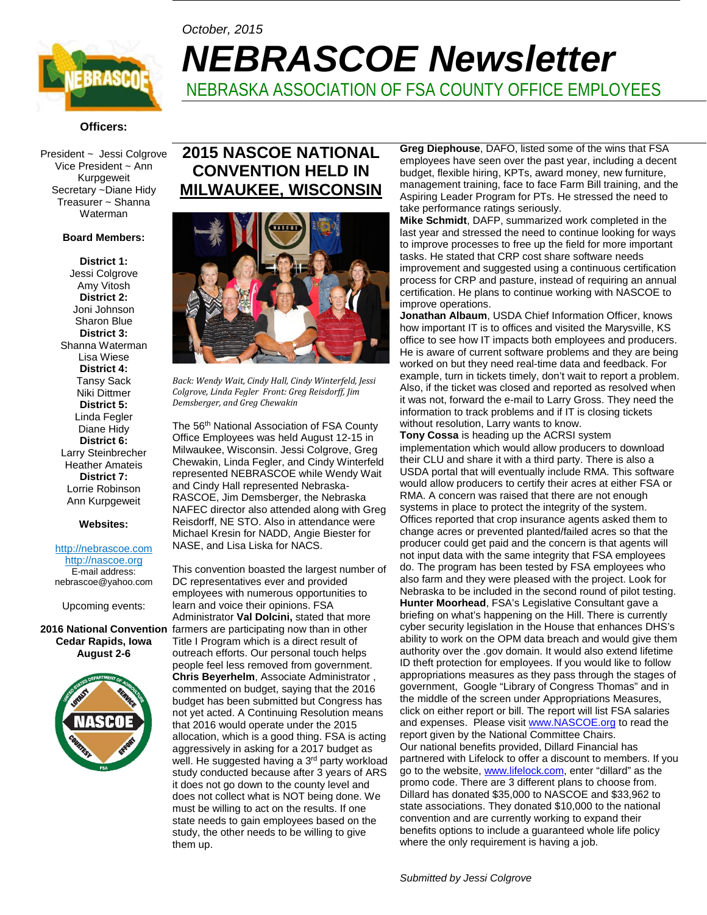*October, 2015*

# NEBRASCOE Newsletter

NEBRASKA ASSOCIATION OF FSA COUNTY OFFICE EMPLOYEES

**Officers:**

President ~ Jessi Colgrove
Vice President ~ Ann Kurpgeweit
Secretary ~Diane Hidy
Treasurer ~ Shanna Waterman

**Board Members:**

**District 1:**
Jessi Colgrove
Amy Vitosh
**District 2:**
Joni Johnson
Sharon Blue
**District 3:**
Shanna Waterman
Lisa Wiese
**District 4:**
Tansy Sack
Niki Dittmer
**District 5:**
Linda Fegler
Diane Hidy
**District 6:**
Larry Steinbrecher
Heather Amateis
**District 7:**
Lorrie Robinson
Ann Kurpgeweit

**Websites:**

http://nebrascoe.com
http://nascoe.org
E-mail address:
nebrascoe@yahoo.com

Upcoming events:

**2016 National Convention**
**Cedar Rapids, Iowa**
**August 2-6**

## 2015 NASCOE NATIONAL CONVENTION HELD IN MILWAUKEE, WISCONSIN

*Back: Wendy Wait, Cindy Hall, Cindy Winterfeld, Jessi Colgrove, Linda Fegler Front: Greg Reisdorff, Jim Demsberger, and Greg Chewakin*

The 56th National Association of FSA County Office Employees was held August 12-15 in Milwaukee, Wisconsin. Jessi Colgrove, Greg Chewakin, Linda Fegler, and Cindy Winterfeld represented NEBRASCOE while Wendy Wait and Cindy Hall represented Nebraska-RASCOE, Jim Demsberger, the Nebraska NAFEC director also attended along with Greg Reisdorff, NE STO. Also in attendance were Michael Kresin for NADD, Angie Biester for NASE, and Lisa Liska for NACS.

This convention boasted the largest number of DC representatives ever and provided employees with numerous opportunities to learn and voice their opinions. FSA Administrator **Val Dolcini,** stated that more farmers are participating now than in other Title I Program which is a direct result of outreach efforts. Our personal touch helps people feel less removed from government. **Chris Beyerhelm**, Associate Administrator , commented on budget, saying that the 2016 budget has been submitted but Congress has not yet acted. A Continuing Resolution means that 2016 would operate under the 2015 allocation, which is a good thing. FSA is acting aggressively in asking for a 2017 budget as well. He suggested having a 3rd party workload study conducted because after 3 years of ARS it does not go down to the county level and does not collect what is NOT being done. We must be willing to act on the results. If one state needs to gain employees based on the study, the other needs to be willing to give them up.

**Greg Diephouse**, DAFO, listed some of the wins that FSA employees have seen over the past year, including a decent budget, flexible hiring, KPTs, award money, new furniture, management training, face to face Farm Bill training, and the Aspiring Leader Program for PTs. He stressed the need to take performance ratings seriously.
**Mike Schmidt**, DAFP, summarized work completed in the last year and stressed the need to continue looking for ways to improve processes to free up the field for more important tasks. He stated that CRP cost share software needs improvement and suggested using a continuous certification process for CRP and pasture, instead of requiring an annual certification. He plans to continue working with NASCOE to improve operations.
**Jonathan Albaum**, USDA Chief Information Officer, knows how important IT is to offices and visited the Marysville, KS office to see how IT impacts both employees and producers. He is aware of current software problems and they are being worked on but they need real-time data and feedback. For example, turn in tickets timely, don't wait to report a problem. Also, if the ticket was closed and reported as resolved when it was not, forward the e-mail to Larry Gross. They need the information to track problems and if IT is closing tickets without resolution, Larry wants to know.
**Tony Cossa** is heading up the ACRSI system implementation which would allow producers to download their CLU and share it with a third party. There is also a USDA portal that will eventually include RMA. This software would allow producers to certify their acres at either FSA or RMA. A concern was raised that there are not enough systems in place to protect the integrity of the system. Offices reported that crop insurance agents asked them to change acres or prevented planted/failed acres so that the producer could get paid and the concern is that agents will not input data with the same integrity that FSA employees do. The program has been tested by FSA employees who also farm and they were pleased with the project. Look for Nebraska to be included in the second round of pilot testing.
**Hunter Moorhead**, FSA's Legislative Consultant gave a briefing on what's happening on the Hill. There is currently cyber security legislation in the House that enhances DHS's ability to work on the OPM data breach and would give them authority over the .gov domain. It would also extend lifetime ID theft protection for employees. If you would like to follow appropriations measures as they pass through the stages of government, Google "Library of Congress Thomas" and in the middle of the screen under Appropriations Measures, click on either report or bill. The report will list FSA salaries and expenses. Please visit www.NASCOE.org to read the report given by the National Committee Chairs.
Our national benefits provided, Dillard Financial has partnered with Lifelock to offer a discount to members. If you go to the website, www.lifelock.com, enter "dillard" as the promo code. There are 3 different plans to choose from. Dillard has donated $35,000 to NASCOE and $33,962 to state associations. They donated $10,000 to the national convention and are currently working to expand their benefits options to include a guaranteed whole life policy where the only requirement is having a job.

*Submitted by Jessi Colgrove*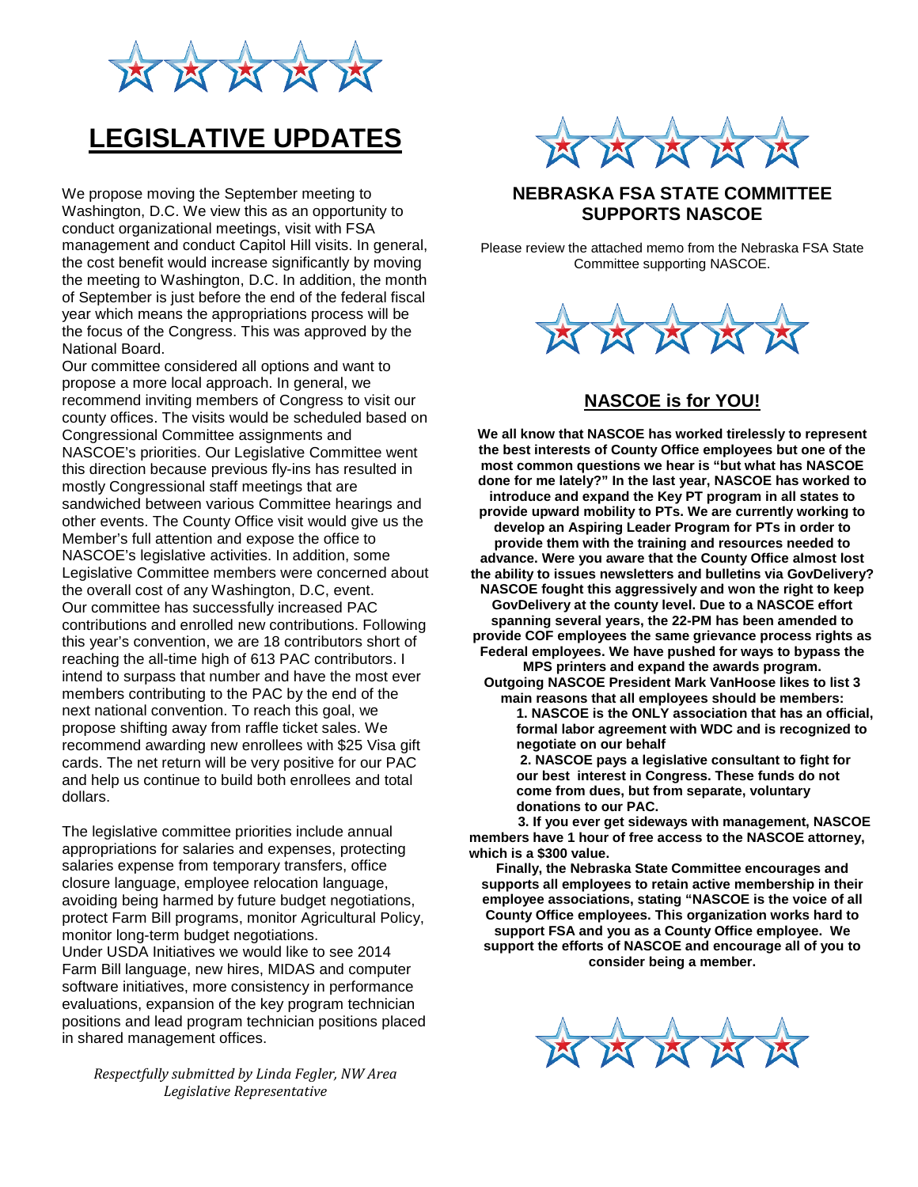# LEGISLATIVE UPDATES

We propose moving the September meeting to Washington, D.C. We view this as an opportunity to conduct organizational meetings, visit with FSA management and conduct Capitol Hill visits. In general, the cost benefit would increase significantly by moving the meeting to Washington, D.C. In addition, the month of September is just before the end of the federal fiscal year which means the appropriations process will be the focus of the Congress. This was approved by the National Board.

Our committee considered all options and want to propose a more local approach. In general, we recommend inviting members of Congress to visit our county offices. The visits would be scheduled based on Congressional Committee assignments and NASCOE's priorities. Our Legislative Committee went this direction because previous fly-ins has resulted in mostly Congressional staff meetings that are sandwiched between various Committee hearings and other events. The County Office visit would give us the Member's full attention and expose the office to NASCOE's legislative activities. In addition, some Legislative Committee members were concerned about the overall cost of any Washington, D.C, event.

Our committee has successfully increased PAC contributions and enrolled new contributions. Following this year's convention, we are 18 contributors short of reaching the all-time high of 613 PAC contributors. I intend to surpass that number and have the most ever members contributing to the PAC by the end of the next national convention. To reach this goal, we propose shifting away from raffle ticket sales. We recommend awarding new enrollees with $25 Visa gift cards. The net return will be very positive for our PAC and help us continue to build both enrollees and total dollars.

The legislative committee priorities include annual appropriations for salaries and expenses, protecting salaries expense from temporary transfers, office closure language, employee relocation language, avoiding being harmed by future budget negotiations, protect Farm Bill programs, monitor Agricultural Policy, monitor long-term budget negotiations.

Under USDA Initiatives we would like to see 2014 Farm Bill language, new hires, MIDAS and computer software initiatives, more consistency in performance evaluations, expansion of the key program technician positions and lead program technician positions placed in shared management offices.

*Respectfully submitted by Linda Fegler, NW Area Legislative Representative*

## NEBRASKA FSA STATE COMMITTEE SUPPORTS NASCOE

Please review the attached memo from the Nebraska FSA State Committee supporting NASCOE.

## NASCOE is for YOU!

**We all know that NASCOE has worked tirelessly to represent the best interests of County Office employees but one of the most common questions we hear is "but what has NASCOE done for me lately?" In the last year, NASCOE has worked to introduce and expand the Key PT program in all states to provide upward mobility to PTs. We are currently working to develop an Aspiring Leader Program for PTs in order to provide them with the training and resources needed to advance. Were you aware that the County Office almost lost the ability to issues newsletters and bulletins via GovDelivery? NASCOE fought this aggressively and won the right to keep GovDelivery at the county level. Due to a NASCOE effort spanning several years, the 22-PM has been amended to provide COF employees the same grievance process rights as Federal employees. We have pushed for ways to bypass the MPS printers and expand the awards program.**

**Outgoing NASCOE President Mark VanHoose likes to list 3 main reasons that all employees should be members:**

1. **NASCOE is the ONLY association that has an official, formal labor agreement with WDC and is recognized to negotiate on our behalf**
2. **NASCOE pays a legislative consultant to fight for our best interest in Congress. These funds do not come from dues, but from separate, voluntary donations to our PAC.**
3. **If you ever get sideways with management, NASCOE members have 1 hour of free access to the NASCOE attorney, which is a $300 value.**

**Finally, the Nebraska State Committee encourages and supports all employees to retain active membership in their employee associations, stating "NASCOE is the voice of all County Office employees. This organization works hard to support FSA and you as a County Office employee. We support the efforts of NASCOE and encourage all of you to consider being a member.**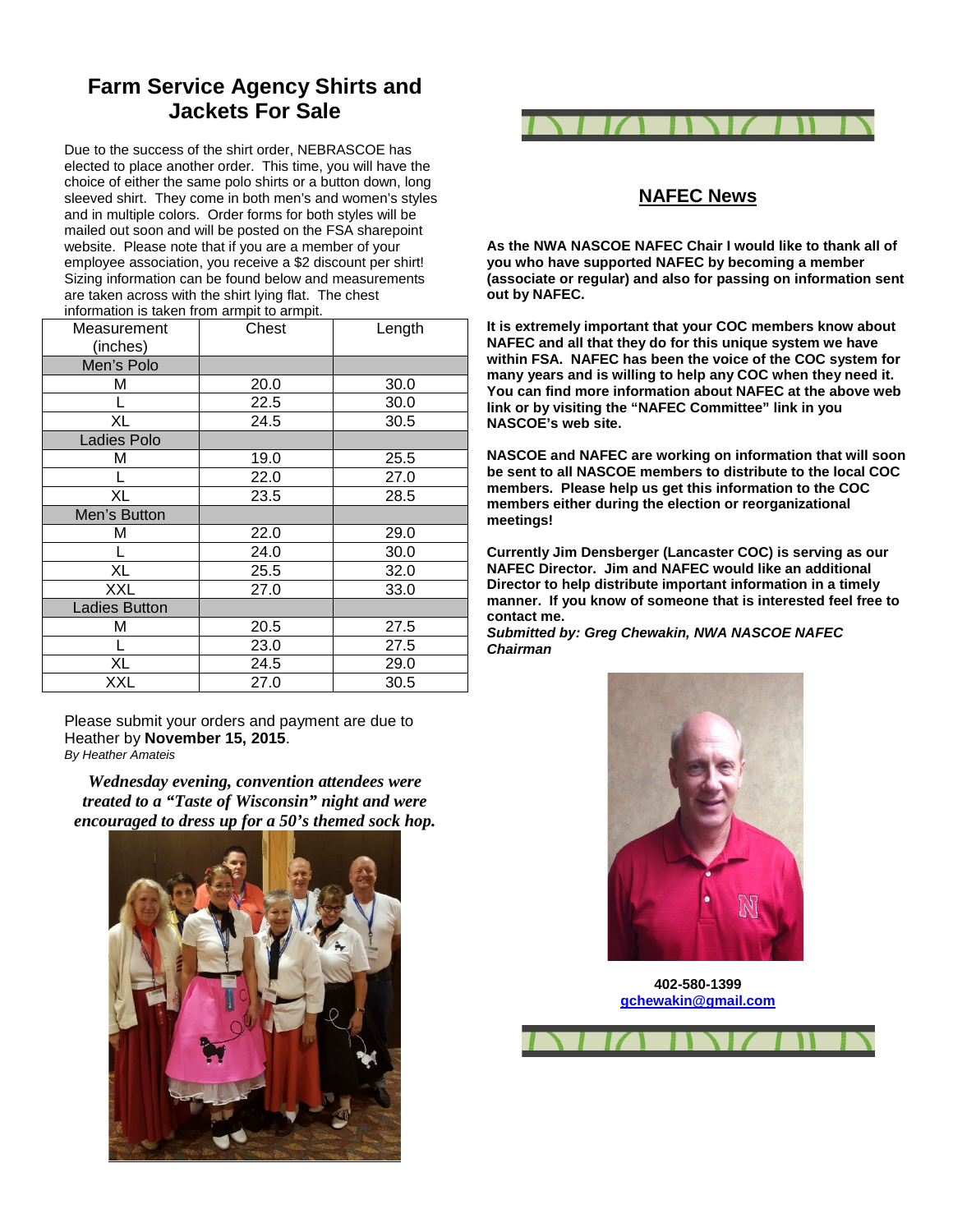## Farm Service Agency Shirts and Jackets For Sale

Due to the success of the shirt order, NEBRASCOE has elected to place another order. This time, you will have the choice of either the same polo shirts or a button down, long sleeved shirt. They come in both men's and women's styles and in multiple colors. Order forms for both styles will be mailed out soon and will be posted on the FSA sharepoint website. Please note that if you are a member of your employee association, you receive a $2 discount per shirt! Sizing information can be found below and measurements are taken across with the shirt lying flat. The chest information is taken from armpit to armpit.

| Measurement (inches) | Chest | Length |
|---|---|---|
| Men's Polo | | |
| M | 20.0 | 30.0 |
| L | 22.5 | 30.0 |
| XL | 24.5 | 30.5 |
| Ladies Polo | | |
| M | 19.0 | 25.5 |
| L | 22.0 | 27.0 |
| XL | 23.5 | 28.5 |
| Men's Button | | |
| M | 22.0 | 29.0 |
| L | 24.0 | 30.0 |
| XL | 25.5 | 32.0 |
| XXL | 27.0 | 33.0 |
| Ladies Button | | |
| M | 20.5 | 27.5 |
| L | 23.0 | 27.5 |
| XL | 24.5 | 29.0 |
| XXL | 27.0 | 30.5 |

Please submit your orders and payment are due to Heather by **November 15, 2015**.
*By Heather Amateis*

***Wednesday evening, convention attendees were treated to a "Taste of Wisconsin" night and were encouraged to dress up for a 50's themed sock hop.***

## NAFEC News

**As the NWA NASCOE NAFEC Chair I would like to thank all of you who have supported NAFEC by becoming a member (associate or regular) and also for passing on information sent out by NAFEC.**

**It is extremely important that your COC members know about NAFEC and all that they do for this unique system we have within FSA. NAFEC has been the voice of the COC system for many years and is willing to help any COC when they need it. You can find more information about NAFEC at the above web link or by visiting the "NAFEC Committee" link in you NASCOE's web site.**

**NASCOE and NAFEC are working on information that will soon be sent to all NASCOE members to distribute to the local COC members. Please help us get this information to the COC members either during the election or reorganizational meetings!**

**Currently Jim Densberger (Lancaster COC) is serving as our NAFEC Director. Jim and NAFEC would like an additional Director to help distribute important information in a timely manner. If you know of someone that is interested feel free to contact me.**

***Submitted by: Greg Chewakin, NWA NASCOE NAFEC Chairman***

**402-580-1399**
**gchewakin@gmail.com**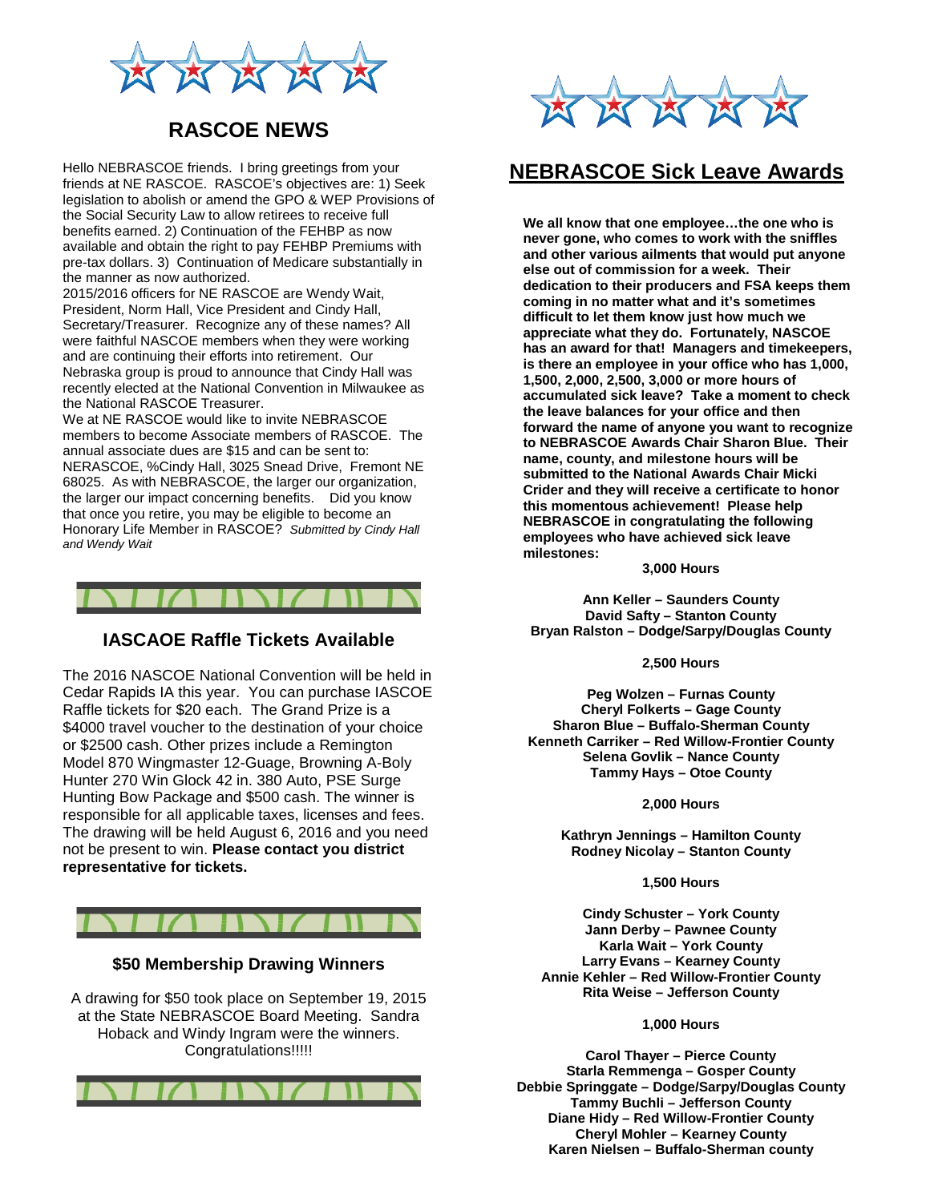## RASCOE NEWS

Hello NEBRASCOE friends. I bring greetings from your friends at NE RASCOE. RASCOE's objectives are: 1) Seek legislation to abolish or amend the GPO & WEP Provisions of the Social Security Law to allow retirees to receive full benefits earned. 2) Continuation of the FEHBP as now available and obtain the right to pay FEHBP Premiums with pre-tax dollars. 3) Continuation of Medicare substantially in the manner as now authorized.

2015/2016 officers for NE RASCOE are Wendy Wait, President, Norm Hall, Vice President and Cindy Hall, Secretary/Treasurer. Recognize any of these names? All were faithful NASCOE members when they were working and are continuing their efforts into retirement. Our Nebraska group is proud to announce that Cindy Hall was recently elected at the National Convention in Milwaukee as the National RASCOE Treasurer.

We at NE RASCOE would like to invite NEBRASCOE members to become Associate members of RASCOE. The annual associate dues are $15 and can be sent to: NERASCOE, %Cindy Hall, 3025 Snead Drive, Fremont NE 68025. As with NEBRASCOE, the larger our organization, the larger our impact concerning benefits. Did you know that once you retire, you may be eligible to become an Honorary Life Member in RASCOE? *Submitted by Cindy Hall and Wendy Wait*

## IASCAOE Raffle Tickets Available

The 2016 NASCOE National Convention will be held in Cedar Rapids IA this year. You can purchase IASCOE Raffle tickets for $20 each. The Grand Prize is a $4000 travel voucher to the destination of your choice or $2500 cash. Other prizes include a Remington Model 870 Wingmaster 12-Guage, Browning A-Boly Hunter 270 Win Glock 42 in. 380 Auto, PSE Surge Hunting Bow Package and $500 cash. The winner is responsible for all applicable taxes, licenses and fees. The drawing will be held August 6, 2016 and you need not be present to win. **Please contact you district representative for tickets.**

### $50 Membership Drawing Winners

A drawing for $50 took place on September 19, 2015 at the State NEBRASCOE Board Meeting. Sandra Hoback and Windy Ingram were the winners. Congratulations!!!!!

## NEBRASCOE Sick Leave Awards

**We all know that one employee…the one who is never gone, who comes to work with the sniffles and other various ailments that would put anyone else out of commission for a week. Their dedication to their producers and FSA keeps them coming in no matter what and it's sometimes difficult to let them know just how much we appreciate what they do. Fortunately, NASCOE has an award for that! Managers and timekeepers, is there an employee in your office who has 1,000, 1,500, 2,000, 2,500, 3,000 or more hours of accumulated sick leave? Take a moment to check the leave balances for your office and then forward the name of anyone you want to recognize to NEBRASCOE Awards Chair Sharon Blue. Their name, county, and milestone hours will be submitted to the National Awards Chair Micki Crider and they will receive a certificate to honor this momentous achievement! Please help NEBRASCOE in congratulating the following employees who have achieved sick leave milestones:**

**3,000 Hours**

**Ann Keller – Saunders County**
**David Safty – Stanton County**
**Bryan Ralston – Dodge/Sarpy/Douglas County**

**2,500 Hours**

**Peg Wolzen – Furnas County**
**Cheryl Folkerts – Gage County**
**Sharon Blue – Buffalo-Sherman County**
**Kenneth Carriker – Red Willow-Frontier County**
**Selena Govlik – Nance County**
**Tammy Hays – Otoe County**

**2,000 Hours**

**Kathryn Jennings – Hamilton County**
**Rodney Nicolay – Stanton County**

**1,500 Hours**

**Cindy Schuster – York County**
**Jann Derby – Pawnee County**
**Karla Wait – York County**
**Larry Evans – Kearney County**
**Annie Kehler – Red Willow-Frontier County**
**Rita Weise – Jefferson County**

**1,000 Hours**

**Carol Thayer – Pierce County**
**Starla Remmenga – Gosper County**
**Debbie Springgate – Dodge/Sarpy/Douglas County**
**Tammy Buchli – Jefferson County**
**Diane Hidy – Red Willow-Frontier County**
**Cheryl Mohler – Kearney County**
**Karen Nielsen – Buffalo-Sherman county**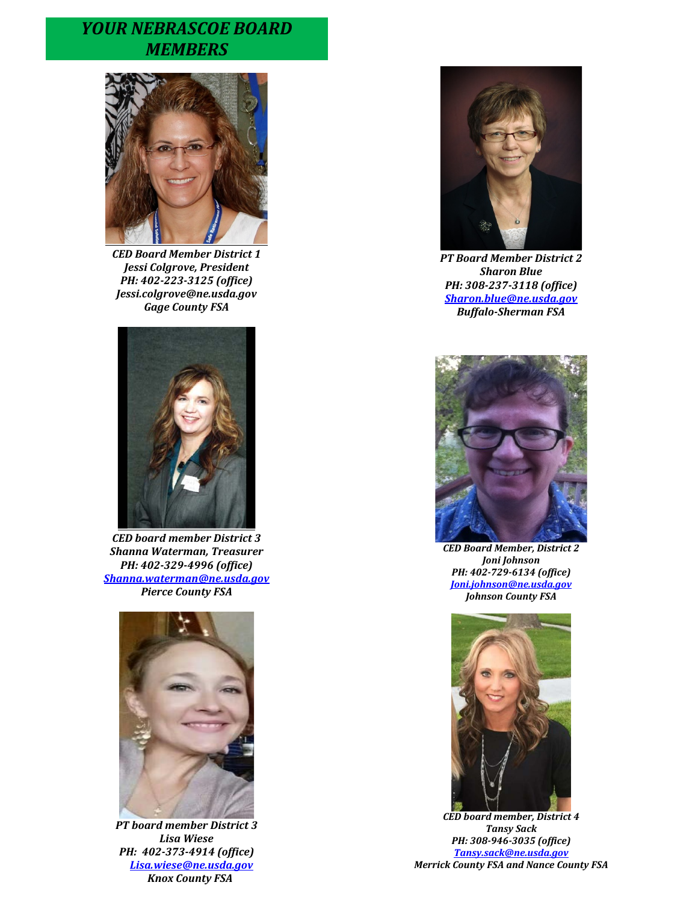# *YOUR NEBRASCOE BOARD MEMBERS*

***CED Board Member District 1***
***Jessi Colgrove, President***
***PH: 402-223-3125 (office)***
***Jessi.colgrove@ne.usda.gov***
***Gage County FSA***

***PT Board Member District 2***
***Sharon Blue***
***PH: 308-237-3118 (office)***
***Sharon.blue@ne.usda.gov***
***Buffalo-Sherman FSA***

***CED board member District 3***
***Shanna Waterman, Treasurer***
***PH: 402-329-4996 (office)***
***Shanna.waterman@ne.usda.gov***
***Pierce County FSA***

***CED Board Member, District 2***
***Joni Johnson***
***PH: 402-729-6134 (office)***
***Joni.johnson@ne.usda.gov***
***Johnson County FSA***

***PT board member District 3***
***Lisa Wiese***
***PH: 402-373-4914 (office)***
***Lisa.wiese@ne.usda.gov***
***Knox County FSA***

***CED board member, District 4***
***Tansy Sack***
***PH: 308-946-3035 (office)***
***Tansy.sack@ne.usda.gov***
***Merrick County FSA and Nance County FSA***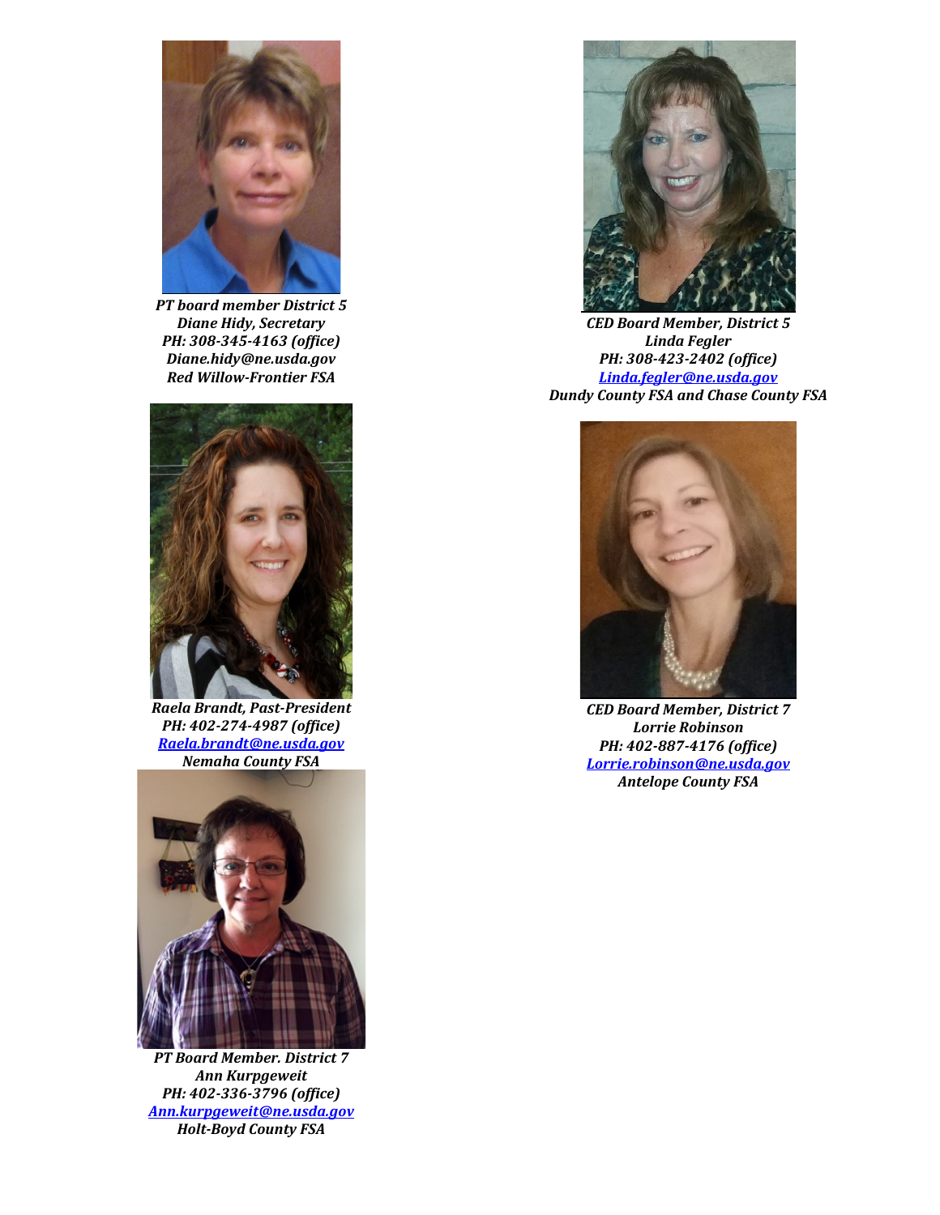*PT board member District 5*
*Diane Hidy, Secretary*
*PH: 308-345-4163 (office)*
*Diane.hidy@ne.usda.gov*
*Red Willow-Frontier FSA*

*CED Board Member, District 5*
*Linda Fegler*
*PH: 308-423-2402 (office)*
*Linda.fegler@ne.usda.gov*
*Dundy County FSA and Chase County FSA*

*Raela Brandt, Past-President*
*PH: 402-274-4987 (office)*
*Raela.brandt@ne.usda.gov*
*Nemaha County FSA*

*CED Board Member, District 7*
*Lorrie Robinson*
*PH: 402-887-4176 (office)*
*Lorrie.robinson@ne.usda.gov*
*Antelope County FSA*

*PT Board Member. District 7*
*Ann Kurpgeweit*
*PH: 402-336-3796 (office)*
*Ann.kurpgeweit@ne.usda.gov*
*Holt-Boyd County FSA*